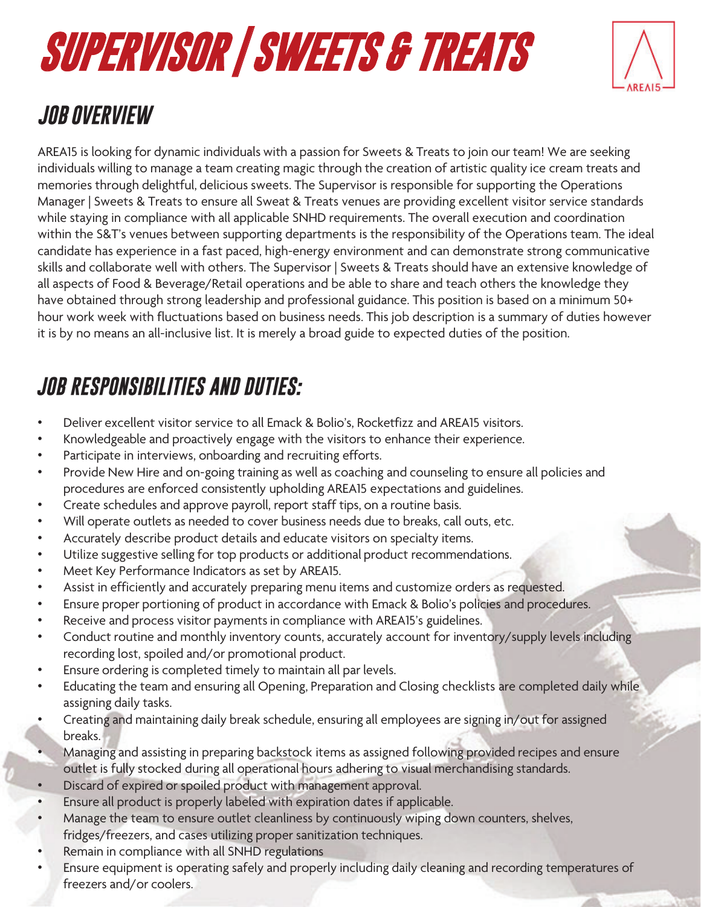# SUPERVISOR | SWEETS & TREATS

AREA15

## JOB OVERVIEW

AREA15 is looking for dynamic individuals with a passion for Sweets & Treats to join our team! We are seeking individuals willing to manage a team creating magic through the creation of artistic quality ice cream treats and memories through delightful, delicious sweets. The Supervisor is responsible for supporting the Operations Manager | Sweets & Treats to ensure all Sweat & Treats venues are providing excellent visitor service standards while staying in compliance with all applicable SNHD requirements. The overall execution and coordination within the S&T's venues between supporting departments is the responsibility of the Operations team. The ideal candidate has experience in a fast paced, high-energy environment and can demonstrate strong communicative skills and collaborate well with others. The Supervisor | Sweets & Treats should have an extensive knowledge of all aspects of Food & Beverage/Retail operations and be able to share and teach others the knowledge they have obtained through strong leadership and professional guidance. This position is based on a minimum 50+ hour work week with fluctuations based on business needs. This job description is a summary of duties however it is by no means an all-inclusive list. It is merely a broad guide to expected duties of the position.

## JOB RESPONSIBILITIES AND DUTIES:

- Deliver excellent visitor service to all Emack & Bolio's, Rocketfizz and AREA15 visitors.
- Knowledgeable and proactively engage with the visitors to enhance their experience.
- Participate in interviews, onboarding and recruiting efforts.
- Provide New Hire and on-going training as well as coaching and counseling to ensure all policies and procedures are enforced consistently upholding AREA15 expectations and guidelines.
- Create schedules and approve payroll, report staff tips, on a routine basis.
- Will operate outlets as needed to cover business needs due to breaks, call outs, etc.
- Accurately describe product details and educate visitors on specialty items.
- Utilize suggestive selling for top products or additional product recommendations.
- Meet Key Performance Indicators as set by AREA15.
- Assist in efficiently and accurately preparing menu items and customize orders as requested.
- Ensure proper portioning of product in accordance with Emack & Bolio's policies and procedures.
- Receive and process visitor payments in compliance with AREA15's guidelines.
- Conduct routine and monthly inventory counts, accurately account for inventory/supply levels including recording lost, spoiled and/or promotional product.
- Ensure ordering is completed timely to maintain all par levels.
- Educating the team and ensuring all Opening, Preparation and Closing checklists are completed daily while assigning daily tasks.
- Creating and maintaining daily break schedule, ensuring all employees are signing in/out for assigned breaks.
- Managing and assisting in preparing backstock items as assigned following provided recipes and ensure outlet is fully stocked during all operational hours adhering to visual merchandising standards.
- Discard of expired or spoiled product with management approval.
- Ensure all product is properly labeled with expiration dates if applicable.
- Manage the team to ensure outlet cleanliness by continuously wiping down counters, shelves, fridges/freezers, and cases utilizing proper sanitization techniques.
- Remain in compliance with all SNHD regulations
- Ensure equipment is operating safely and properly including daily cleaning and recording temperatures of freezers and/or coolers.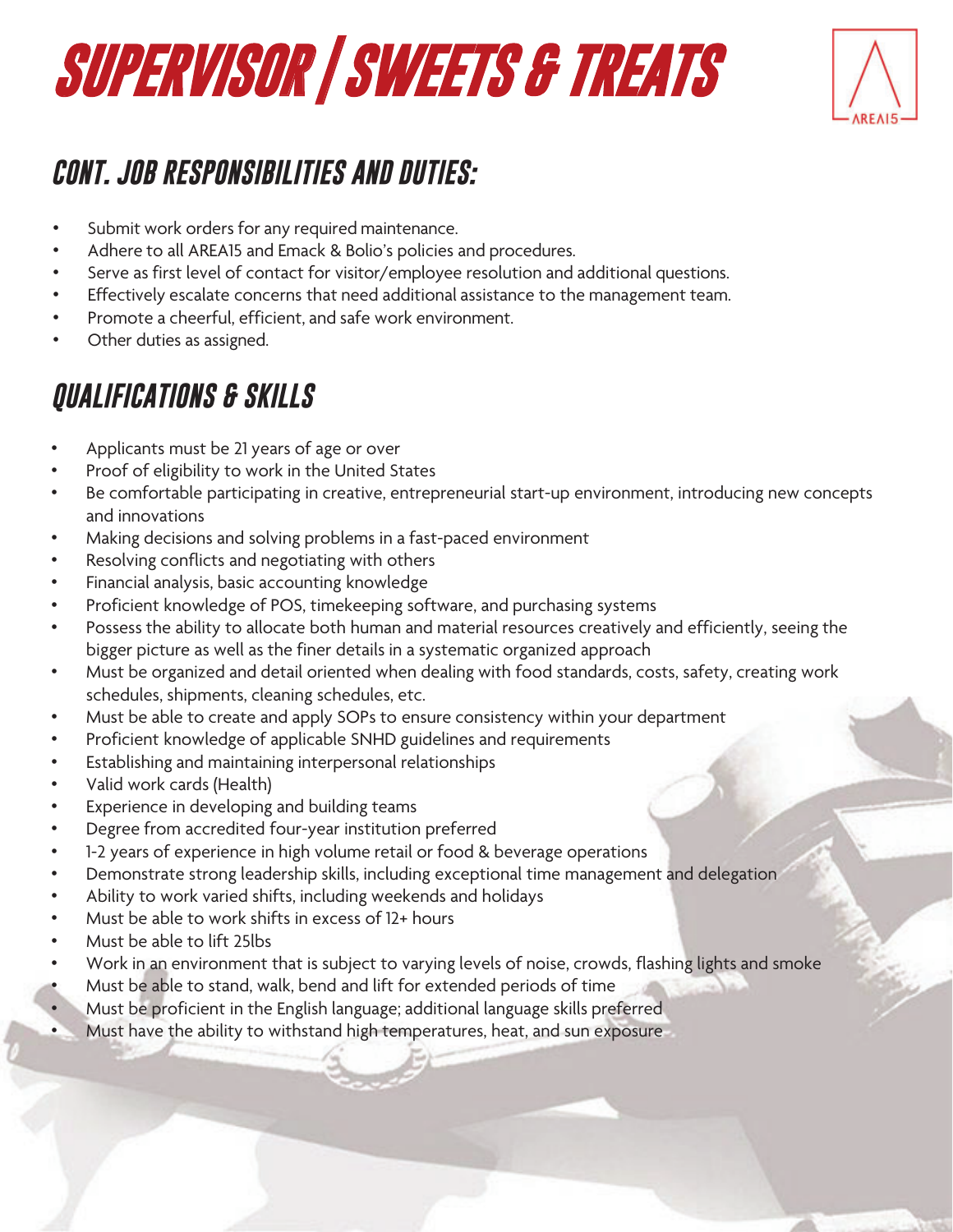# SUPERVISOR / SWEETS & TREATS

AREA15

## CONT. JOB RESPONSIBILITIES AND DUTIES:

- Submit work orders for any required maintenance.
- Adhere to all AREA15 and Emack & Bolio's policies and procedures.
- Serve as first level of contact for visitor/employee resolution and additional questions.
- Effectively escalate concerns that need additional assistance to the management team.
- Promote a cheerful, efficient, and safe work environment.
- Other duties as assigned.

## QUALIFICATIONS & SKILLS

- Applicants must be 21 years of age or over
- Proof of eligibility to work in the United States
- Be comfortable participating in creative, entrepreneurial start-up environment, introducing new concepts and innovations
- Making decisions and solving problems in a fast-paced environment
- Resolving conflicts and negotiating with others
- Financial analysis, basic accounting knowledge
- Proficient knowledge of POS, timekeeping software, and purchasing systems
- Possess the ability to allocate both human and material resources creatively and efficiently, seeing the bigger picture as well as the finer details in a systematic organized approach
- Must be organized and detail oriented when dealing with food standards, costs, safety, creating work schedules, shipments, cleaning schedules, etc.
- Must be able to create and apply SOPs to ensure consistency within your department
- Proficient knowledge of applicable SNHD guidelines and requirements
- Establishing and maintaining interpersonal relationships
- Valid work cards (Health)
- Experience in developing and building teams
- Degree from accredited four-year institution preferred
- 1-2 years of experience in high volume retail or food & beverage operations
- Demonstrate strong leadership skills, including exceptional time management and delegation
- Ability to work varied shifts, including weekends and holidays
- Must be able to work shifts in excess of 12+ hours
- Must be able to lift 25lbs
- Work in an environment that is subject to varying levels of noise, crowds, flashing lights and smoke
- Must be able to stand, walk, bend and lift for extended periods of time
- Must be proficient in the English language; additional language skills preferred
- Must have the ability to withstand high temperatures, heat, and sun exposure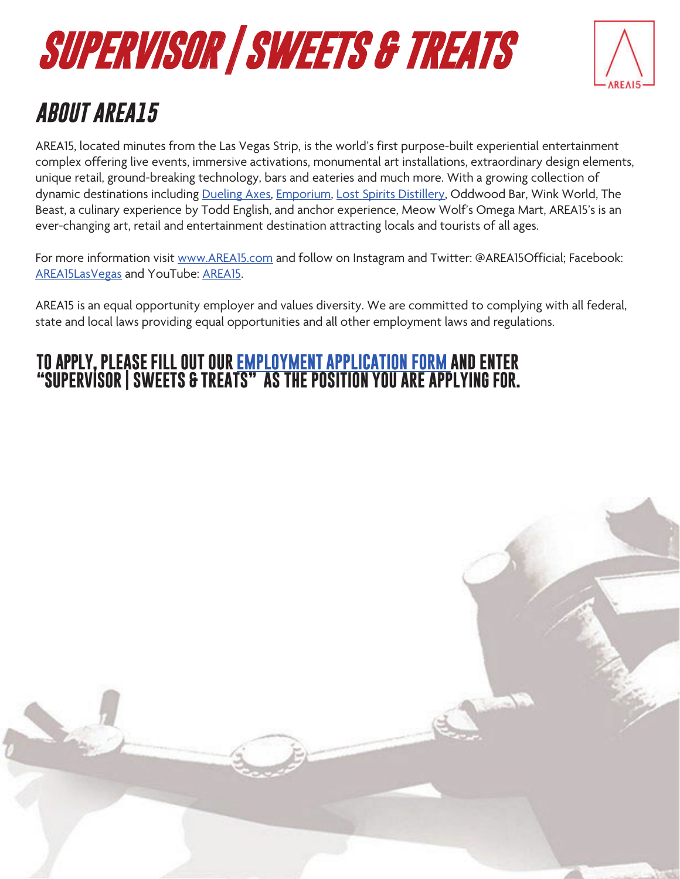# SUPERVISOR | SWEETS & TREATS

## ABOUT AREA15

AREA15, located minutes from the Las Vegas Strip, is the world's first purpose-built experiential entertainment complex offering live events, immersive activations, monumental art installations, extraordinary design elements, unique retail, ground-breaking technology, bars and eateries and much more. With a growing collection of dynamic destinations including Dueling Axes, Emporium, Lost Spirits Distillery, Oddwood Bar, Wink World, The Beast, a culinary experience by Todd English, and anchor experience, Meow Wolf's Omega Mart, AREA15's is an ever-changing art, retail and entertainment destination attracting locals and tourists of all ages.

For more information visit www.AREA15.com and follow on Instagram and Twitter: @AREA15Official; Facebook: AREA15LasVegas and YouTube: AREA15.

AREA15 is an equal opportunity employer and values diversity. We are committed to complying with all federal, state and local laws providing equal opportunities and all other employment laws and regulations.

### TO APPLY, PLEASE FILL OUT OUR EMPLOYMENT APPLICATION FORM AND ENTER "SUPERVISOR | SWEETS & TREATS" AS THE POSITION YOU ARE APPLYING FOR.